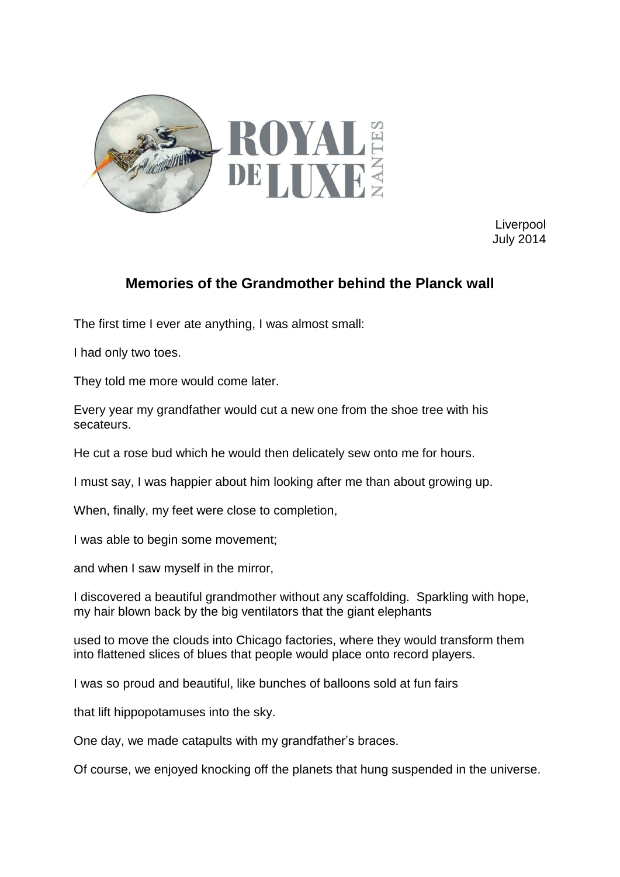ROYAL DE LUXE NANTES

Liverpool
July 2014

## Memories of the Grandmother behind the Planck wall

The first time I ever ate anything, I was almost small:

I had only two toes.

They told me more would come later.

Every year my grandfather would cut a new one from the shoe tree with his secateurs.

He cut a rose bud which he would then delicately sew onto me for hours.

I must say, I was happier about him looking after me than about growing up.

When, finally, my feet were close to completion,

I was able to begin some movement;

and when I saw myself in the mirror,

I discovered a beautiful grandmother without any scaffolding. Sparkling with hope, my hair blown back by the big ventilators that the giant elephants

used to move the clouds into Chicago factories, where they would transform them into flattened slices of blues that people would place onto record players.

I was so proud and beautiful, like bunches of balloons sold at fun fairs

that lift hippopotamuses into the sky.

One day, we made catapults with my grandfather's braces.

Of course, we enjoyed knocking off the planets that hung suspended in the universe.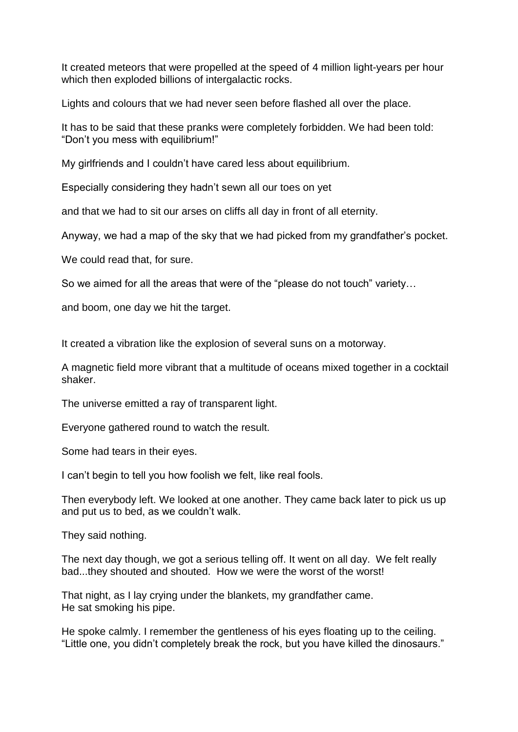It created meteors that were propelled at the speed of 4 million light-years per hour which then exploded billions of intergalactic rocks.

Lights and colours that we had never seen before flashed all over the place.

It has to be said that these pranks were completely forbidden. We had been told: "Don't you mess with equilibrium!"

My girlfriends and I couldn't have cared less about equilibrium.

Especially considering they hadn't sewn all our toes on yet

and that we had to sit our arses on cliffs all day in front of all eternity.

Anyway, we had a map of the sky that we had picked from my grandfather's pocket.

We could read that, for sure.

So we aimed for all the areas that were of the "please do not touch" variety…

and boom, one day we hit the target.

It created a vibration like the explosion of several suns on a motorway.

A magnetic field more vibrant that a multitude of oceans mixed together in a cocktail shaker.

The universe emitted a ray of transparent light.

Everyone gathered round to watch the result.

Some had tears in their eyes.

I can't begin to tell you how foolish we felt, like real fools.

Then everybody left. We looked at one another. They came back later to pick us up and put us to bed, as we couldn't walk.

They said nothing.

The next day though, we got a serious telling off. It went on all day. We felt really bad...they shouted and shouted. How we were the worst of the worst!

That night, as I lay crying under the blankets, my grandfather came.
He sat smoking his pipe.

He spoke calmly. I remember the gentleness of his eyes floating up to the ceiling.
"Little one, you didn't completely break the rock, but you have killed the dinosaurs."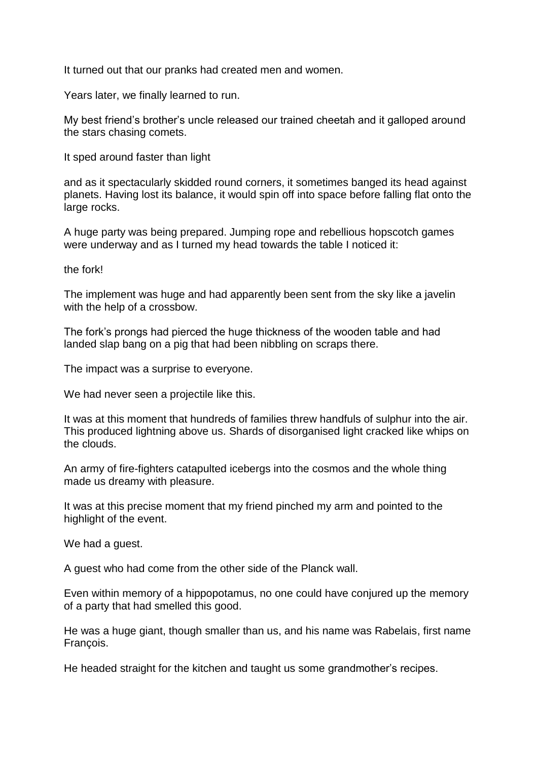It turned out that our pranks had created men and women.

Years later, we finally learned to run.

My best friend’s brother’s uncle released our trained cheetah and it galloped around the stars chasing comets.

It sped around faster than light

and as it spectacularly skidded round corners, it sometimes banged its head against planets. Having lost its balance, it would spin off into space before falling flat onto the large rocks.

A huge party was being prepared. Jumping rope and rebellious hopscotch games were underway and as I turned my head towards the table I noticed it:

the fork!

The implement was huge and had apparently been sent from the sky like a javelin with the help of a crossbow.

The fork’s prongs had pierced the huge thickness of the wooden table and had landed slap bang on a pig that had been nibbling on scraps there.

The impact was a surprise to everyone.

We had never seen a projectile like this.

It was at this moment that hundreds of families threw handfuls of sulphur into the air. This produced lightning above us. Shards of disorganised light cracked like whips on the clouds.

An army of fire-fighters catapulted icebergs into the cosmos and the whole thing made us dreamy with pleasure.

It was at this precise moment that my friend pinched my arm and pointed to the highlight of the event.

We had a guest.

A guest who had come from the other side of the Planck wall.

Even within memory of a hippopotamus, no one could have conjured up the memory of a party that had smelled this good.

He was a huge giant, though smaller than us, and his name was Rabelais, first name François.

He headed straight for the kitchen and taught us some grandmother’s recipes.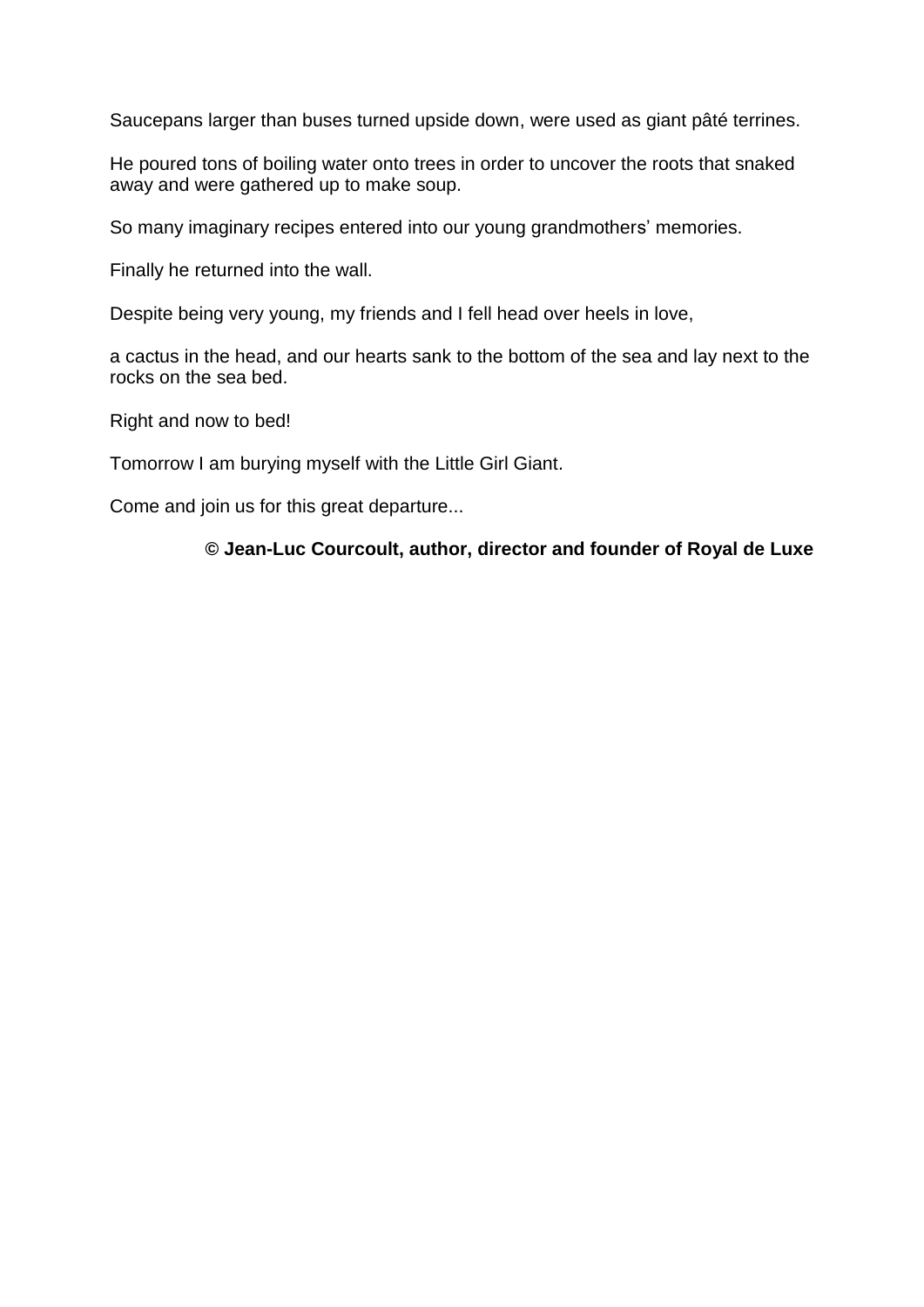Saucepans larger than buses turned upside down, were used as giant pâté terrines.

He poured tons of boiling water onto trees in order to uncover the roots that snaked away and were gathered up to make soup.

So many imaginary recipes entered into our young grandmothers' memories.

Finally he returned into the wall.

Despite being very young, my friends and I fell head over heels in love,

a cactus in the head, and our hearts sank to the bottom of the sea and lay next to the rocks on the sea bed.

Right and now to bed!

Tomorrow I am burying myself with the Little Girl Giant.

Come and join us for this great departure...

**© Jean-Luc Courcoult, author, director and founder of Royal de Luxe**